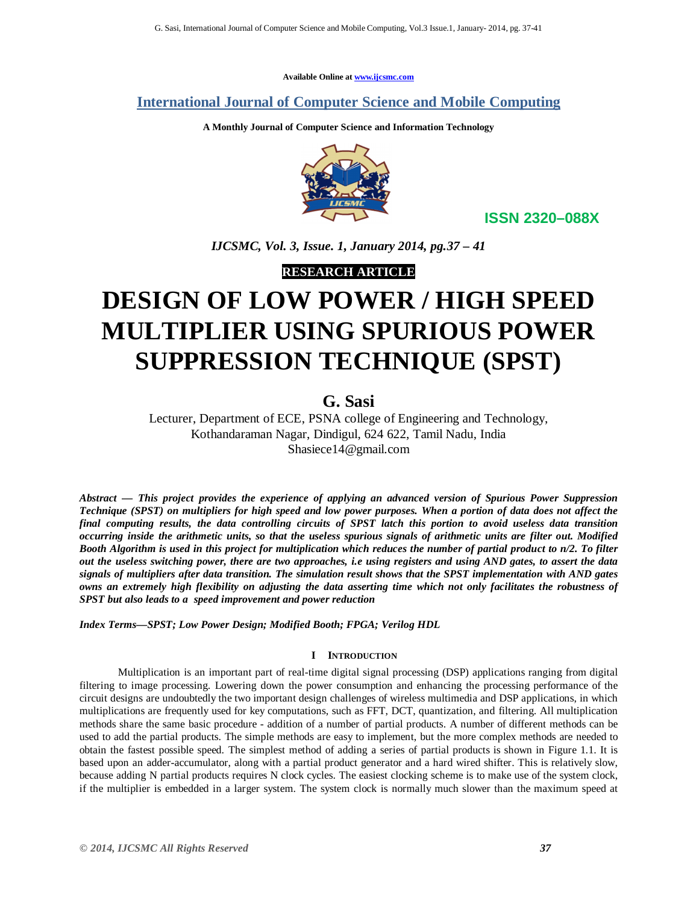Available Online at www.ijcsmc.com

**International Journal of Computer Science and Mobile Computing**

**A Monthly Journal of Computer Science and Information Technology**

**ISSN 2320–088X**

***IJCSMC, Vol. 3, Issue. 1, January 2014, pg.37 – 41***

**RESEARCH ARTICLE**

# DESIGN OF LOW POWER / HIGH SPEED MULTIPLIER USING SPURIOUS POWER SUPPRESSION TECHNIQUE (SPST)

## G. Sasi

Lecturer, Department of ECE, PSNA college of Engineering and Technology,
Kothandaraman Nagar, Dindigul, 624 622, Tamil Nadu, India
Shasiece14@gmail.com

***Abstract — This project provides the experience of applying an advanced version of Spurious Power Suppression Technique (SPST) on multipliers for high speed and low power purposes. When a portion of data does not affect the final computing results, the data controlling circuits of SPST latch this portion to avoid useless data transition occurring inside the arithmetic units, so that the useless spurious signals of arithmetic units are filter out. Modified Booth Algorithm is used in this project for multiplication which reduces the number of partial product to n/2. To filter out the useless switching power, there are two approaches, i.e using registers and using AND gates, to assert the data signals of multipliers after data transition. The simulation result shows that the SPST implementation with AND gates owns an extremely high flexibility on adjusting the data asserting time which not only facilitates the robustness of SPST but also leads to a speed improvement and power reduction***

***Index Terms—SPST; Low Power Design; Modified Booth; FPGA; Verilog HDL***

### I INTRODUCTION

Multiplication is an important part of real-time digital signal processing (DSP) applications ranging from digital filtering to image processing. Lowering down the power consumption and enhancing the processing performance of the circuit designs are undoubtedly the two important design challenges of wireless multimedia and DSP applications, in which multiplications are frequently used for key computations, such as FFT, DCT, quantization, and filtering. All multiplication methods share the same basic procedure - addition of a number of partial products. A number of different methods can be used to add the partial products. The simple methods are easy to implement, but the more complex methods are needed to obtain the fastest possible speed. The simplest method of adding a series of partial products is shown in Figure 1.1. It is based upon an adder-accumulator, along with a partial product generator and a hard wired shifter. This is relatively slow, because adding N partial products requires N clock cycles. The easiest clocking scheme is to make use of the system clock, if the multiplier is embedded in a larger system. The system clock is normally much slower than the maximum speed at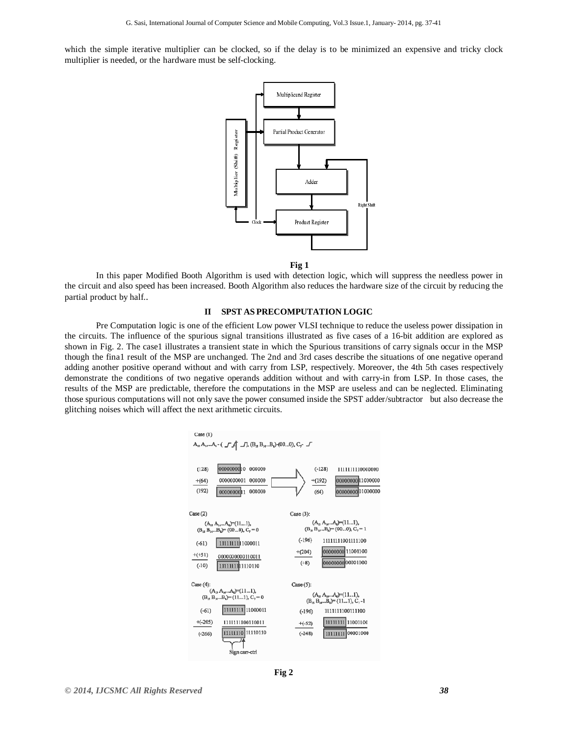which the simple iterative multiplier can be clocked, so if the delay is to be minimized an expensive and tricky clock multiplier is needed, or the hardware must be self-clocking.

**Fig 1**

In this paper Modified Booth Algorithm is used with detection logic, which will suppress the needless power in the circuit and also speed has been increased. Booth Algorithm also reduces the hardware size of the circuit by reducing the partial product by half..

## II SPST AS PRECOMPUTATION LOGIC

Pre Computation logic is one of the efficient Low power VLSI technique to reduce the useless power dissipation in the circuits. The influence of the spurious signal transitions illustrated as five cases of a 16-bit addition are explored as shown in Fig. 2. The case1 illustrates a transient state in which the Spurious transitions of carry signals occur in the MSP though the fina1 result of the MSP are unchanged. The 2nd and 3rd cases describe the situations of one negative operand adding another positive operand without and with carry from LSP, respectively. Moreover, the 4th 5th cases respectively demonstrate the conditions of two negative operands addition without and with carry-in from LSP. In those cases, the results of the MSP are predictable, therefore the computations in the MSP are useless and can be neglected. Eliminating those spurious computations will not only save the power consumed inside the SPST adder/subtractor but also decrease the glitching noises which will affect the next arithmetic circuits.

**Fig 2**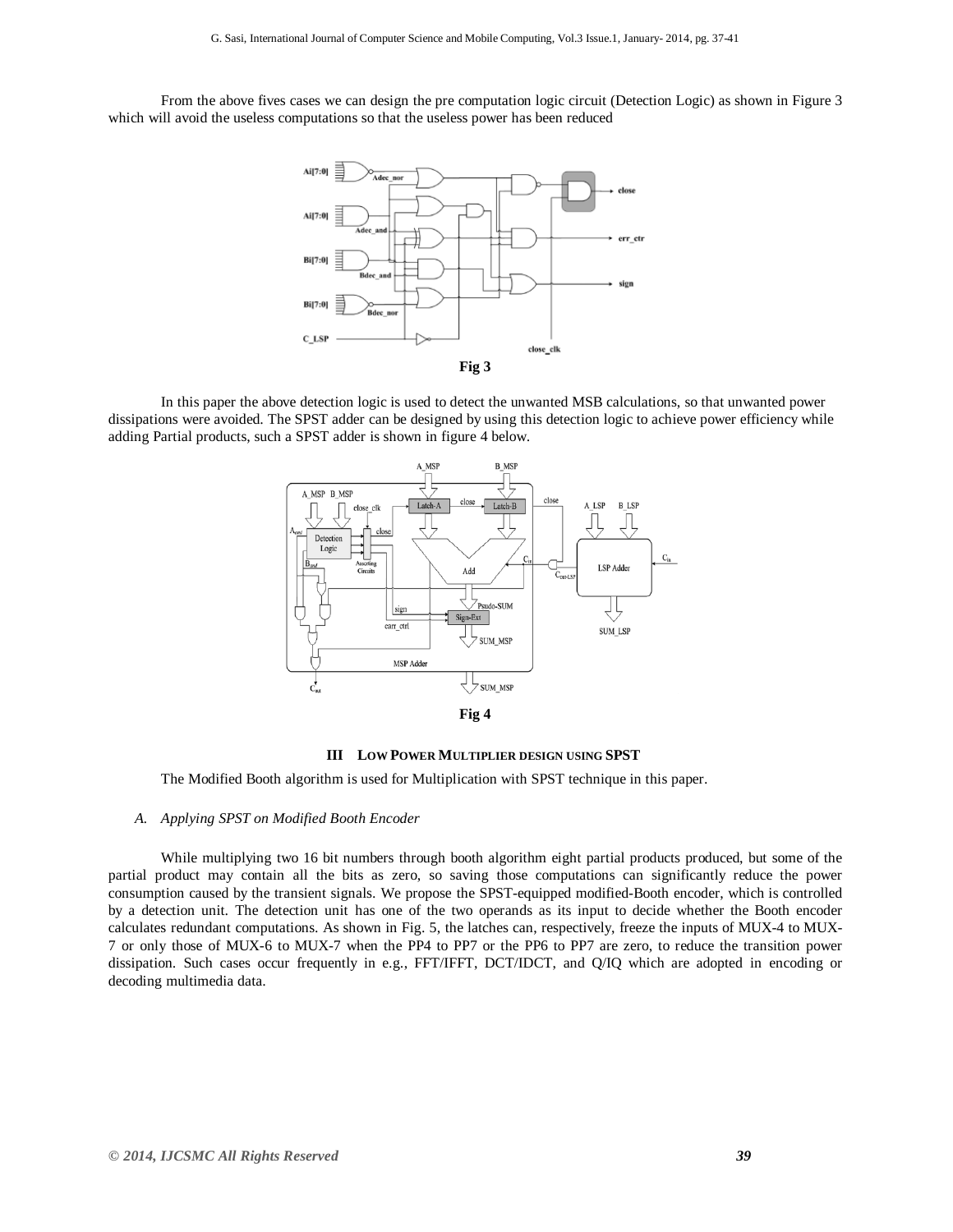From the above fives cases we can design the pre computation logic circuit (Detection Logic) as shown in Figure 3 which will avoid the useless computations so that the useless power has been reduced

Fig 3

In this paper the above detection logic is used to detect the unwanted MSB calculations, so that unwanted power dissipations were avoided. The SPST adder can be designed by using this detection logic to achieve power efficiency while adding Partial products, such a SPST adder is shown in figure 4 below.

Fig 4

## III LOW POWER MULTIPLIER DESIGN USING SPST

The Modified Booth algorithm is used for Multiplication with SPST technique in this paper.

### *A. Applying SPST on Modified Booth Encoder*

While multiplying two 16 bit numbers through booth algorithm eight partial products produced, but some of the partial product may contain all the bits as zero, so saving those computations can significantly reduce the power consumption caused by the transient signals. We propose the SPST-equipped modified-Booth encoder, which is controlled by a detection unit. The detection unit has one of the two operands as its input to decide whether the Booth encoder calculates redundant computations. As shown in Fig. 5, the latches can, respectively, freeze the inputs of MUX-4 to MUX-7 or only those of MUX-6 to MUX-7 when the PP4 to PP7 or the PP6 to PP7 are zero, to reduce the transition power dissipation. Such cases occur frequently in e.g., FFT/IFFT, DCT/IDCT, and Q/IQ which are adopted in encoding or decoding multimedia data.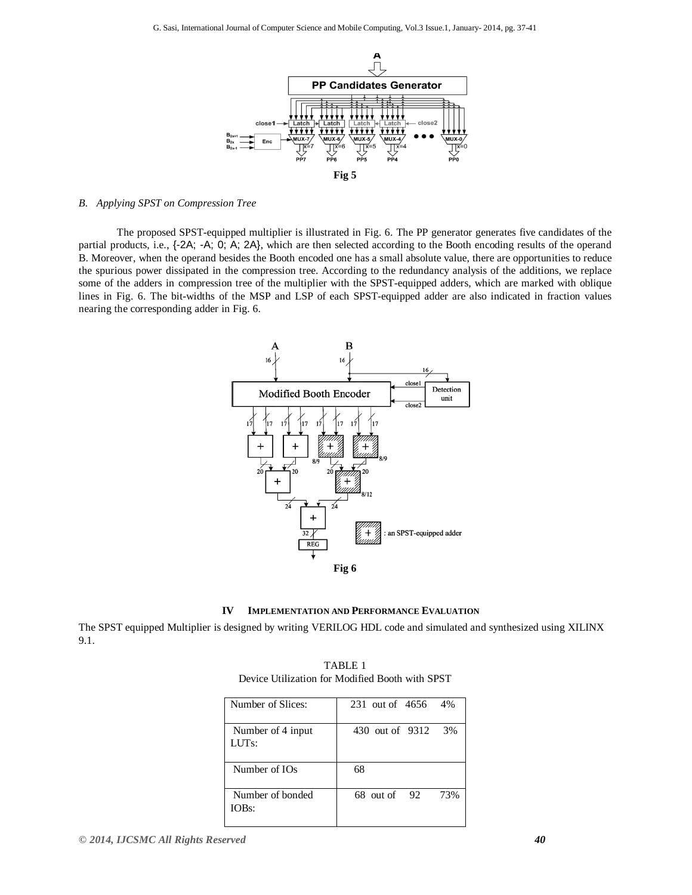Fig 5

*B. Applying SPST on Compression Tree*

The proposed SPST-equipped multiplier is illustrated in Fig. 6. The PP generator generates five candidates of the partial products, i.e., {-2A; -A; 0; A; 2A}, which are then selected according to the Booth encoding results of the operand B. Moreover, when the operand besides the Booth encoded one has a small absolute value, there are opportunities to reduce the spurious power dissipated in the compression tree. According to the redundancy analysis of the additions, we replace some of the adders in compression tree of the multiplier with the SPST-equipped adders, which are marked with oblique lines in Fig. 6. The bit-widths of the MSP and LSP of each SPST-equipped adder are also indicated in fraction values nearing the corresponding adder in Fig. 6.

Fig 6

## IV IMPLEMENTATION AND PERFORMANCE EVALUATION

The SPST equipped Multiplier is designed by writing VERILOG HDL code and simulated and synthesized using XILINX 9.1.

TABLE 1
Device Utilization for Modified Booth with SPST

| | |
|---|---|
| Number of Slices: | 231 out of 4656 4% |
| Number of 4 input LUTs: | 430 out of 9312 3% |
| Number of IOs | 68 |
| Number of bonded IOBs: | 68 out of 92 73% |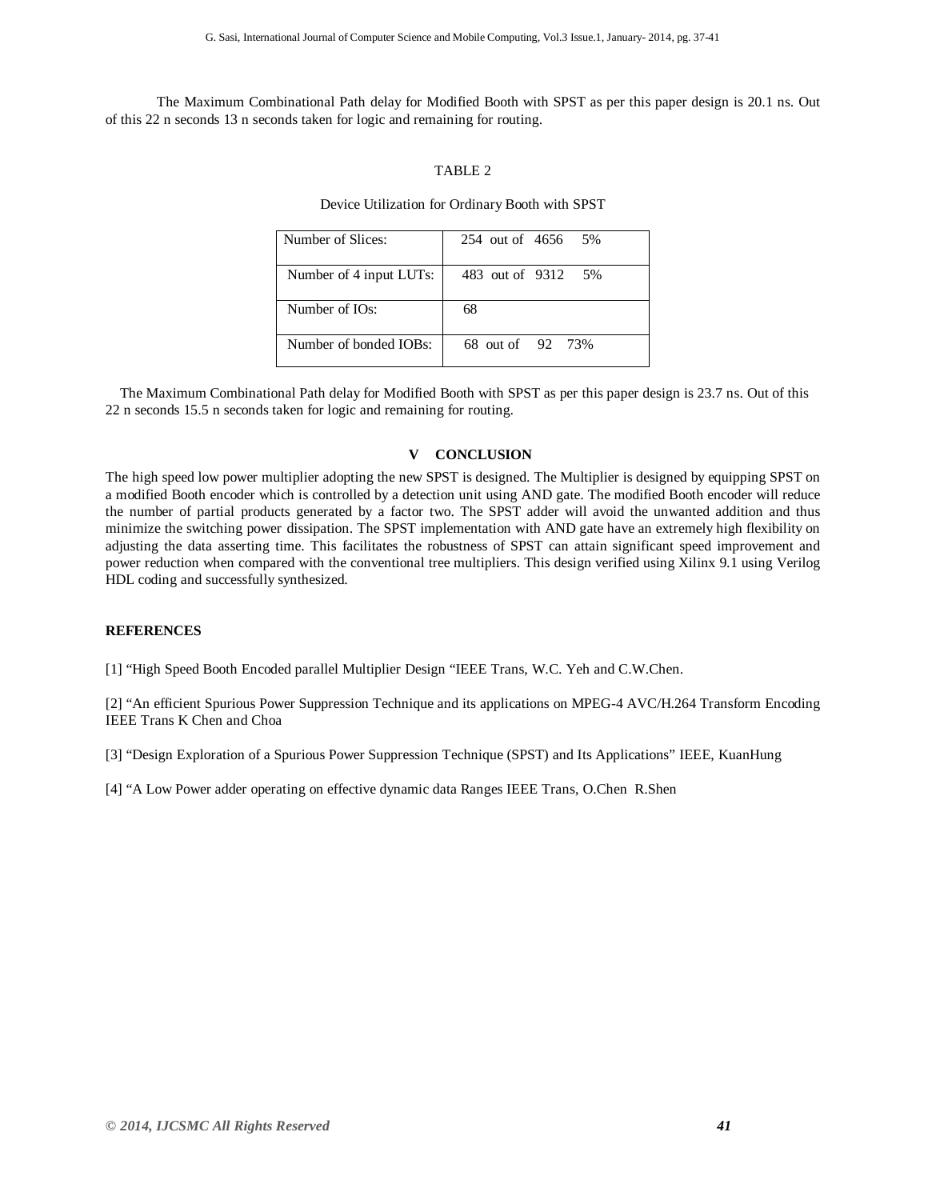The Maximum Combinational Path delay for Modified Booth with SPST as per this paper design is 20.1 ns. Out of this 22 n seconds 13 n seconds taken for logic and remaining for routing.

TABLE 2

Device Utilization for Ordinary Booth with SPST

| | |
|---|---|
| Number of Slices: | 254 out of 4656 5% |
| Number of 4 input LUTs: | 483 out of 9312 5% |
| Number of IOs: | 68 |
| Number of bonded IOBs: | 68 out of 92 73% |

The Maximum Combinational Path delay for Modified Booth with SPST as per this paper design is 23.7 ns. Out of this 22 n seconds 15.5 n seconds taken for logic and remaining for routing.

## V CONCLUSION

The high speed low power multiplier adopting the new SPST is designed. The Multiplier is designed by equipping SPST on a modified Booth encoder which is controlled by a detection unit using AND gate. The modified Booth encoder will reduce the number of partial products generated by a factor two. The SPST adder will avoid the unwanted addition and thus minimize the switching power dissipation. The SPST implementation with AND gate have an extremely high flexibility on adjusting the data asserting time. This facilitates the robustness of SPST can attain significant speed improvement and power reduction when compared with the conventional tree multipliers. This design verified using Xilinx 9.1 using Verilog HDL coding and successfully synthesized.

## REFERENCES

[1] "High Speed Booth Encoded parallel Multiplier Design "IEEE Trans, W.C. Yeh and C.W.Chen.

[2] "An efficient Spurious Power Suppression Technique and its applications on MPEG-4 AVC/H.264 Transform Encoding IEEE Trans K Chen and Choa

[3] "Design Exploration of a Spurious Power Suppression Technique (SPST) and Its Applications" IEEE, KuanHung

[4] "A Low Power adder operating on effective dynamic data Ranges IEEE Trans, O.Chen R.Shen